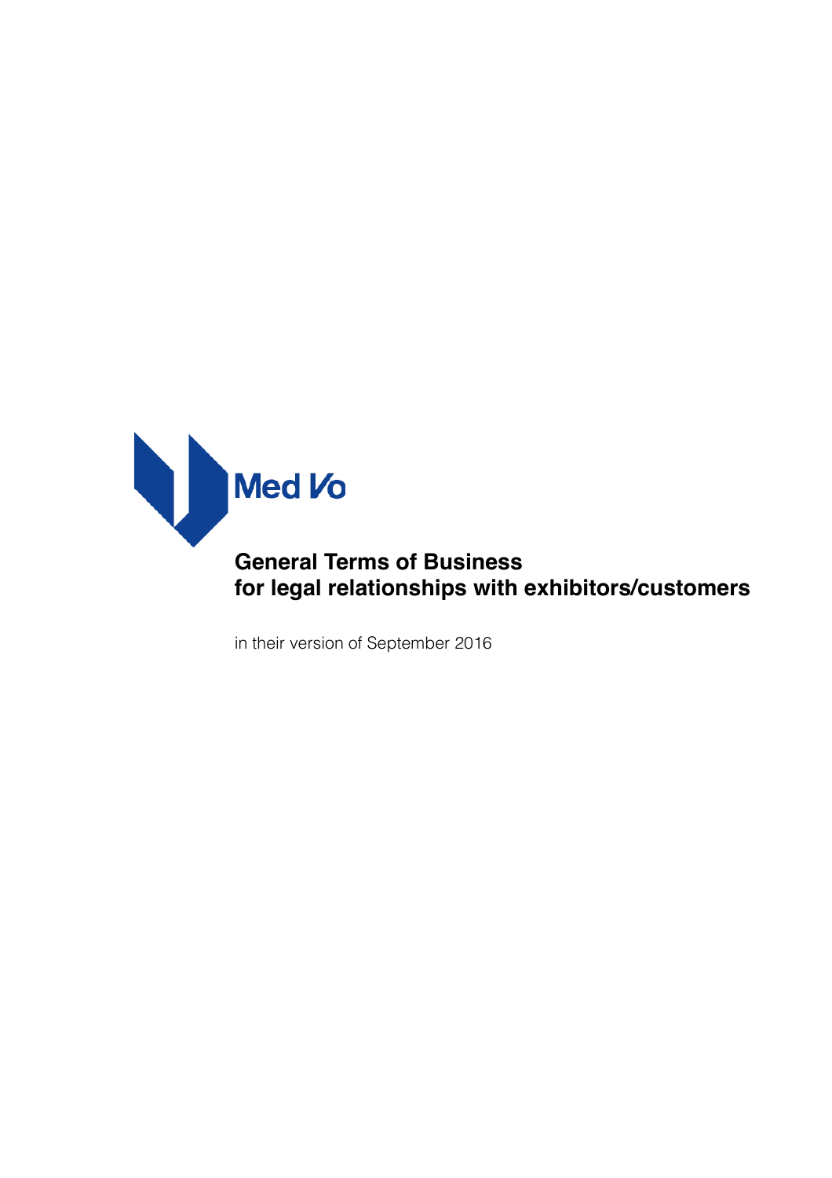Med Vo

# General Terms of Business for legal relationships with exhibitors/customers

in their version of September 2016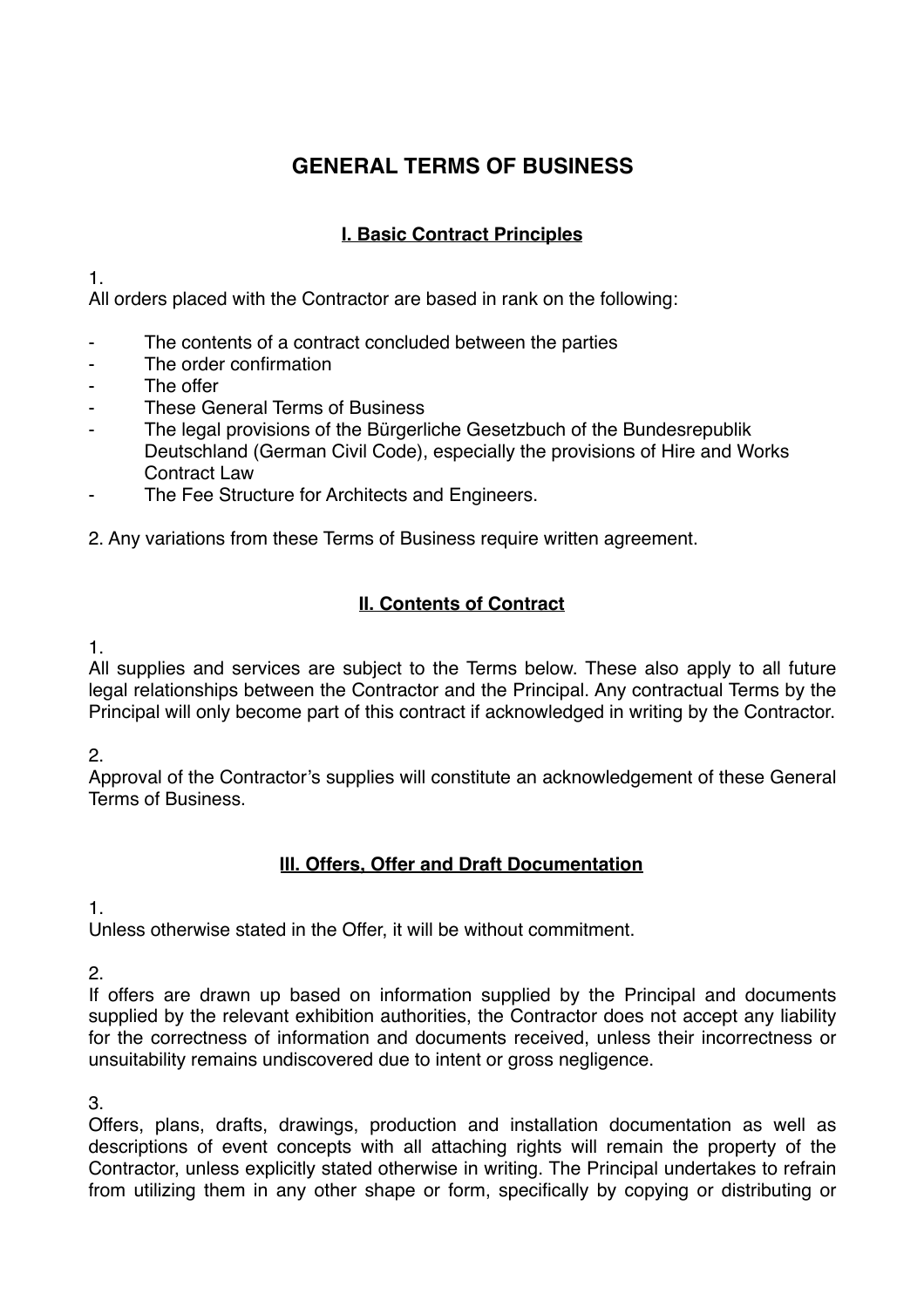# GENERAL TERMS OF BUSINESS

## I. Basic Contract Principles

1.
All orders placed with the Contractor are based in rank on the following:

- The contents of a contract concluded between the parties
- The order confirmation
- The offer
- These General Terms of Business
- The legal provisions of the Bürgerliche Gesetzbuch of the Bundesrepublik Deutschland (German Civil Code), especially the provisions of Hire and Works Contract Law
- The Fee Structure for Architects and Engineers.

2. Any variations from these Terms of Business require written agreement.

## II. Contents of Contract

1.
All supplies and services are subject to the Terms below. These also apply to all future legal relationships between the Contractor and the Principal. Any contractual Terms by the Principal will only become part of this contract if acknowledged in writing by the Contractor.

2.
Approval of the Contractor's supplies will constitute an acknowledgement of these General Terms of Business.

## III. Offers, Offer and Draft Documentation

1.
Unless otherwise stated in the Offer, it will be without commitment.

2.
If offers are drawn up based on information supplied by the Principal and documents supplied by the relevant exhibition authorities, the Contractor does not accept any liability for the correctness of information and documents received, unless their incorrectness or unsuitability remains undiscovered due to intent or gross negligence.

3.
Offers, plans, drafts, drawings, production and installation documentation as well as descriptions of event concepts with all attaching rights will remain the property of the Contractor, unless explicitly stated otherwise in writing. The Principal undertakes to refrain from utilizing them in any other shape or form, specifically by copying or distributing or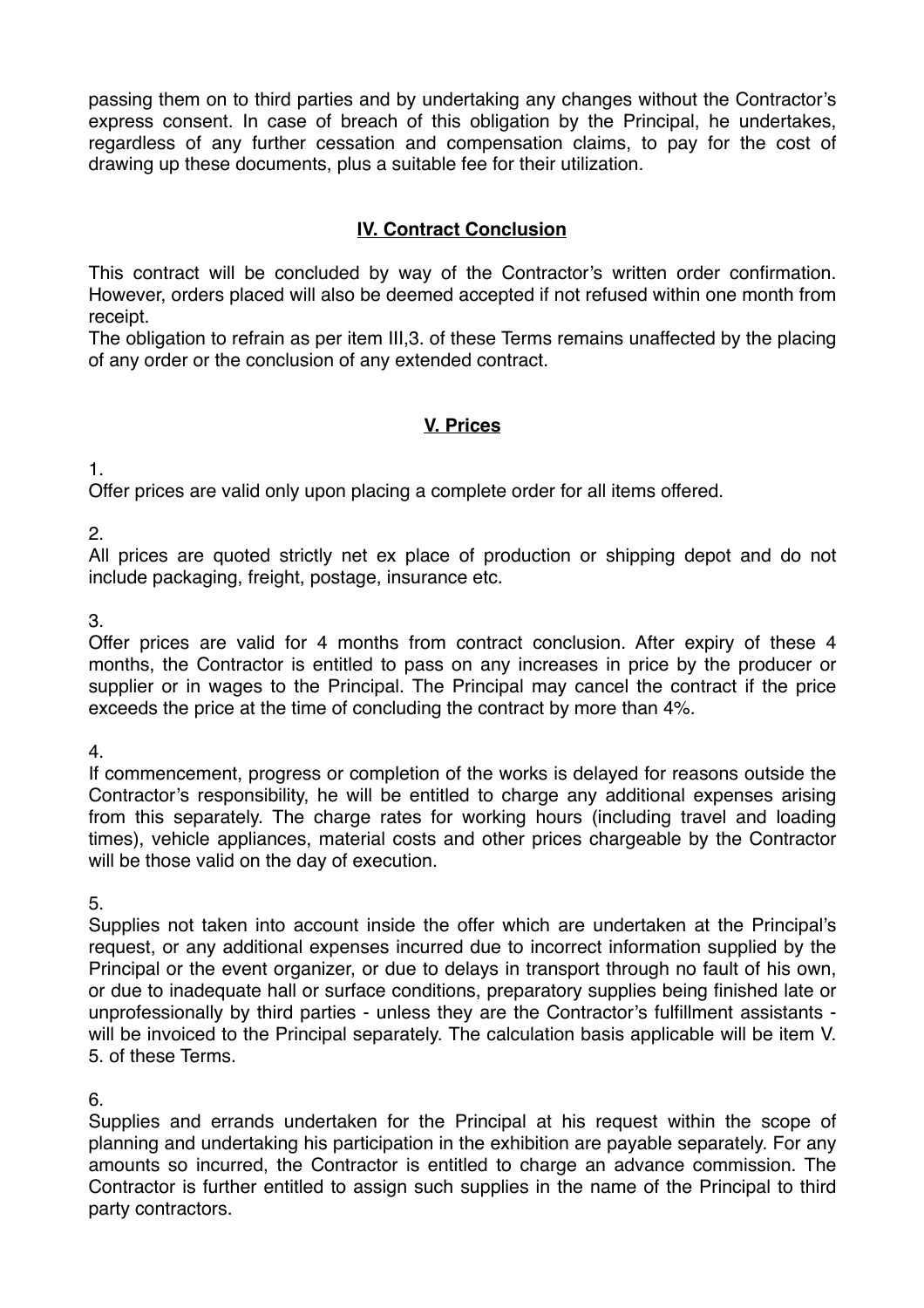passing them on to third parties and by undertaking any changes without the Contractor's express consent. In case of breach of this obligation by the Principal, he undertakes, regardless of any further cessation and compensation claims, to pay for the cost of drawing up these documents, plus a suitable fee for their utilization.

## IV. Contract Conclusion

This contract will be concluded by way of the Contractor's written order confirmation. However, orders placed will also be deemed accepted if not refused within one month from receipt.

The obligation to refrain as per item III,3. of these Terms remains unaffected by the placing of any order or the conclusion of any extended contract.

## V. Prices

1.

Offer prices are valid only upon placing a complete order for all items offered.

2.

All prices are quoted strictly net ex place of production or shipping depot and do not include packaging, freight, postage, insurance etc.

3.

Offer prices are valid for 4 months from contract conclusion. After expiry of these 4 months, the Contractor is entitled to pass on any increases in price by the producer or supplier or in wages to the Principal. The Principal may cancel the contract if the price exceeds the price at the time of concluding the contract by more than 4%.

4.

If commencement, progress or completion of the works is delayed for reasons outside the Contractor's responsibility, he will be entitled to charge any additional expenses arising from this separately. The charge rates for working hours (including travel and loading times), vehicle appliances, material costs and other prices chargeable by the Contractor will be those valid on the day of execution.

5.

Supplies not taken into account inside the offer which are undertaken at the Principal's request, or any additional expenses incurred due to incorrect information supplied by the Principal or the event organizer, or due to delays in transport through no fault of his own, or due to inadequate hall or surface conditions, preparatory supplies being finished late or unprofessionally by third parties - unless they are the Contractor's fulfillment assistants - will be invoiced to the Principal separately. The calculation basis applicable will be item V. 5. of these Terms.

6.

Supplies and errands undertaken for the Principal at his request within the scope of planning and undertaking his participation in the exhibition are payable separately. For any amounts so incurred, the Contractor is entitled to charge an advance commission. The Contractor is further entitled to assign such supplies in the name of the Principal to third party contractors.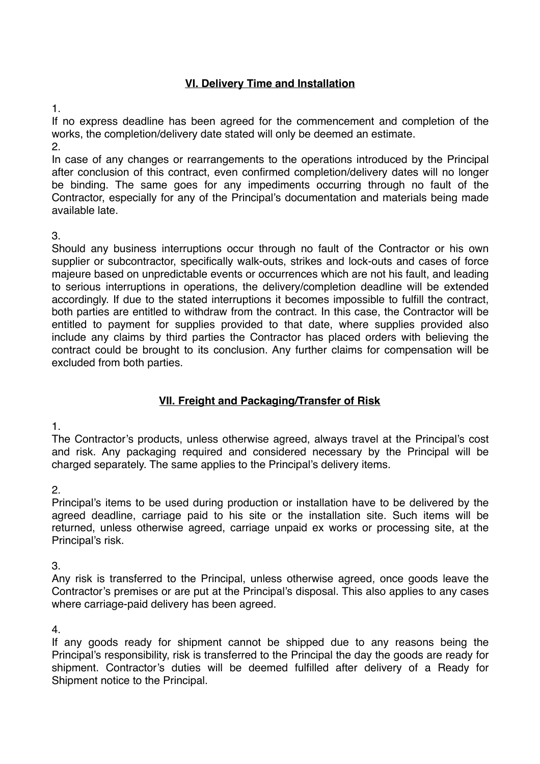## VI. Delivery Time and Installation

1.
If no express deadline has been agreed for the commencement and completion of the works, the completion/delivery date stated will only be deemed an estimate.

2.
In case of any changes or rearrangements to the operations introduced by the Principal after conclusion of this contract, even confirmed completion/delivery dates will no longer be binding. The same goes for any impediments occurring through no fault of the Contractor, especially for any of the Principal's documentation and materials being made available late.

3.
Should any business interruptions occur through no fault of the Contractor or his own supplier or subcontractor, specifically walk-outs, strikes and lock-outs and cases of force majeure based on unpredictable events or occurrences which are not his fault, and leading to serious interruptions in operations, the delivery/completion deadline will be extended accordingly. If due to the stated interruptions it becomes impossible to fulfill the contract, both parties are entitled to withdraw from the contract. In this case, the Contractor will be entitled to payment for supplies provided to that date, where supplies provided also include any claims by third parties the Contractor has placed orders with believing the contract could be brought to its conclusion. Any further claims for compensation will be excluded from both parties.

## VII. Freight and Packaging/Transfer of Risk

1.
The Contractor's products, unless otherwise agreed, always travel at the Principal's cost and risk. Any packaging required and considered necessary by the Principal will be charged separately. The same applies to the Principal's delivery items.

2.
Principal's items to be used during production or installation have to be delivered by the agreed deadline, carriage paid to his site or the installation site. Such items will be returned, unless otherwise agreed, carriage unpaid ex works or processing site, at the Principal's risk.

3.
Any risk is transferred to the Principal, unless otherwise agreed, once goods leave the Contractor's premises or are put at the Principal's disposal. This also applies to any cases where carriage-paid delivery has been agreed.

4.
If any goods ready for shipment cannot be shipped due to any reasons being the Principal's responsibility, risk is transferred to the Principal the day the goods are ready for shipment. Contractor's duties will be deemed fulfilled after delivery of a Ready for Shipment notice to the Principal.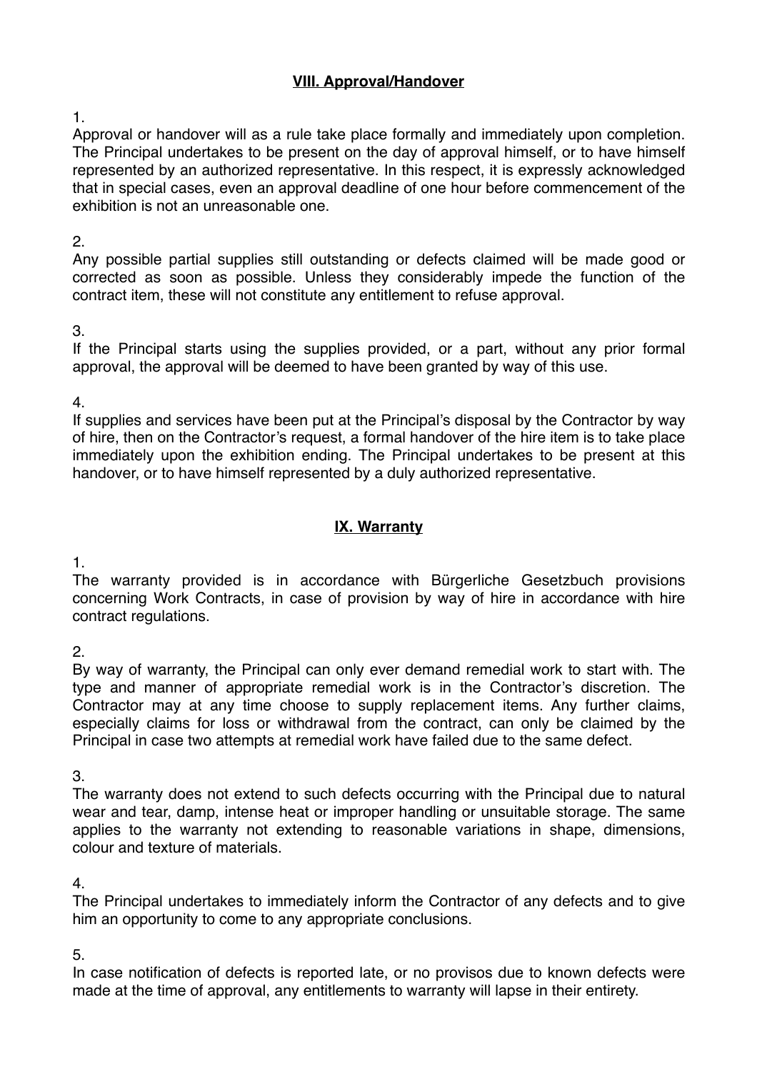## VIII. Approval/Handover

1.
Approval or handover will as a rule take place formally and immediately upon completion. The Principal undertakes to be present on the day of approval himself, or to have himself represented by an authorized representative. In this respect, it is expressly acknowledged that in special cases, even an approval deadline of one hour before commencement of the exhibition is not an unreasonable one.

2.
Any possible partial supplies still outstanding or defects claimed will be made good or corrected as soon as possible. Unless they considerably impede the function of the contract item, these will not constitute any entitlement to refuse approval.

3.
If the Principal starts using the supplies provided, or a part, without any prior formal approval, the approval will be deemed to have been granted by way of this use.

4.
If supplies and services have been put at the Principal's disposal by the Contractor by way of hire, then on the Contractor's request, a formal handover of the hire item is to take place immediately upon the exhibition ending. The Principal undertakes to be present at this handover, or to have himself represented by a duly authorized representative.

## IX. Warranty

1.
The warranty provided is in accordance with Bürgerliche Gesetzbuch provisions concerning Work Contracts, in case of provision by way of hire in accordance with hire contract regulations.

2.
By way of warranty, the Principal can only ever demand remedial work to start with. The type and manner of appropriate remedial work is in the Contractor's discretion. The Contractor may at any time choose to supply replacement items. Any further claims, especially claims for loss or withdrawal from the contract, can only be claimed by the Principal in case two attempts at remedial work have failed due to the same defect.

3.
The warranty does not extend to such defects occurring with the Principal due to natural wear and tear, damp, intense heat or improper handling or unsuitable storage. The same applies to the warranty not extending to reasonable variations in shape, dimensions, colour and texture of materials.

4.
The Principal undertakes to immediately inform the Contractor of any defects and to give him an opportunity to come to any appropriate conclusions.

5.
In case notification of defects is reported late, or no provisos due to known defects were made at the time of approval, any entitlements to warranty will lapse in their entirety.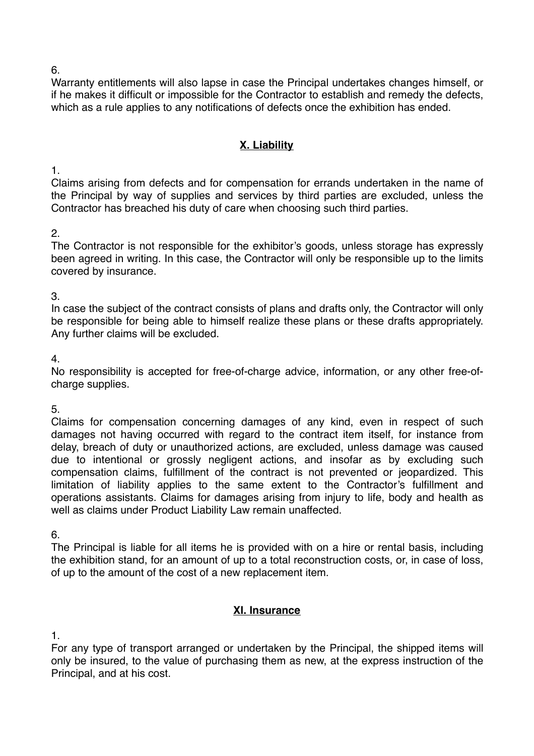6.

Warranty entitlements will also lapse in case the Principal undertakes changes himself, or if he makes it difficult or impossible for the Contractor to establish and remedy the defects, which as a rule applies to any notifications of defects once the exhibition has ended.

## X. Liability

1.

Claims arising from defects and for compensation for errands undertaken in the name of the Principal by way of supplies and services by third parties are excluded, unless the Contractor has breached his duty of care when choosing such third parties.

2.

The Contractor is not responsible for the exhibitor's goods, unless storage has expressly been agreed in writing. In this case, the Contractor will only be responsible up to the limits covered by insurance.

3.

In case the subject of the contract consists of plans and drafts only, the Contractor will only be responsible for being able to himself realize these plans or these drafts appropriately. Any further claims will be excluded.

4.

No responsibility is accepted for free-of-charge advice, information, or any other free-of-charge supplies.

5.

Claims for compensation concerning damages of any kind, even in respect of such damages not having occurred with regard to the contract item itself, for instance from delay, breach of duty or unauthorized actions, are excluded, unless damage was caused due to intentional or grossly negligent actions, and insofar as by excluding such compensation claims, fulfillment of the contract is not prevented or jeopardized. This limitation of liability applies to the same extent to the Contractor's fulfillment and operations assistants. Claims for damages arising from injury to life, body and health as well as claims under Product Liability Law remain unaffected.

6.

The Principal is liable for all items he is provided with on a hire or rental basis, including the exhibition stand, for an amount of up to a total reconstruction costs, or, in case of loss, of up to the amount of the cost of a new replacement item.

## XI. Insurance

1.

For any type of transport arranged or undertaken by the Principal, the shipped items will only be insured, to the value of purchasing them as new, at the express instruction of the Principal, and at his cost.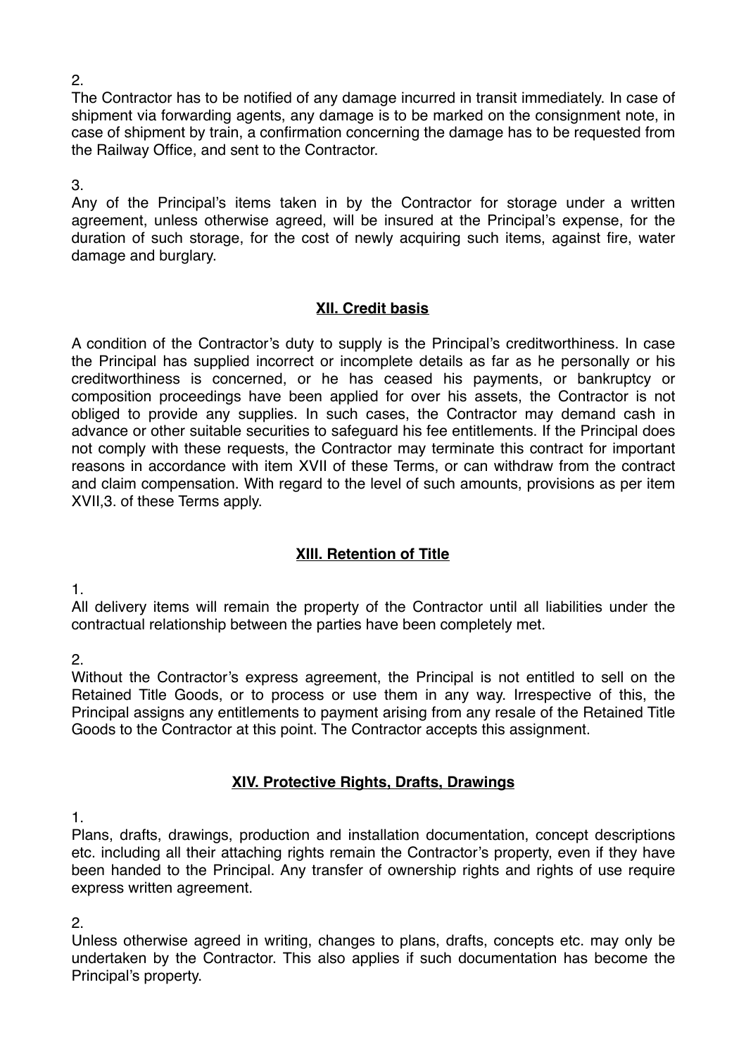2.

The Contractor has to be notified of any damage incurred in transit immediately. In case of shipment via forwarding agents, any damage is to be marked on the consignment note, in case of shipment by train, a confirmation concerning the damage has to be requested from the Railway Office, and sent to the Contractor.

3.

Any of the Principal's items taken in by the Contractor for storage under a written agreement, unless otherwise agreed, will be insured at the Principal's expense, for the duration of such storage, for the cost of newly acquiring such items, against fire, water damage and burglary.

## XII. Credit basis

A condition of the Contractor's duty to supply is the Principal's creditworthiness. In case the Principal has supplied incorrect or incomplete details as far as he personally or his creditworthiness is concerned, or he has ceased his payments, or bankruptcy or composition proceedings have been applied for over his assets, the Contractor is not obliged to provide any supplies. In such cases, the Contractor may demand cash in advance or other suitable securities to safeguard his fee entitlements. If the Principal does not comply with these requests, the Contractor may terminate this contract for important reasons in accordance with item XVII of these Terms, or can withdraw from the contract and claim compensation. With regard to the level of such amounts, provisions as per item XVII,3. of these Terms apply.

## XIII. Retention of Title

1.

All delivery items will remain the property of the Contractor until all liabilities under the contractual relationship between the parties have been completely met.

2.

Without the Contractor's express agreement, the Principal is not entitled to sell on the Retained Title Goods, or to process or use them in any way. Irrespective of this, the Principal assigns any entitlements to payment arising from any resale of the Retained Title Goods to the Contractor at this point. The Contractor accepts this assignment.

## XIV. Protective Rights, Drafts, Drawings

1.

Plans, drafts, drawings, production and installation documentation, concept descriptions etc. including all their attaching rights remain the Contractor's property, even if they have been handed to the Principal. Any transfer of ownership rights and rights of use require express written agreement.

2.

Unless otherwise agreed in writing, changes to plans, drafts, concepts etc. may only be undertaken by the Contractor. This also applies if such documentation has become the Principal's property.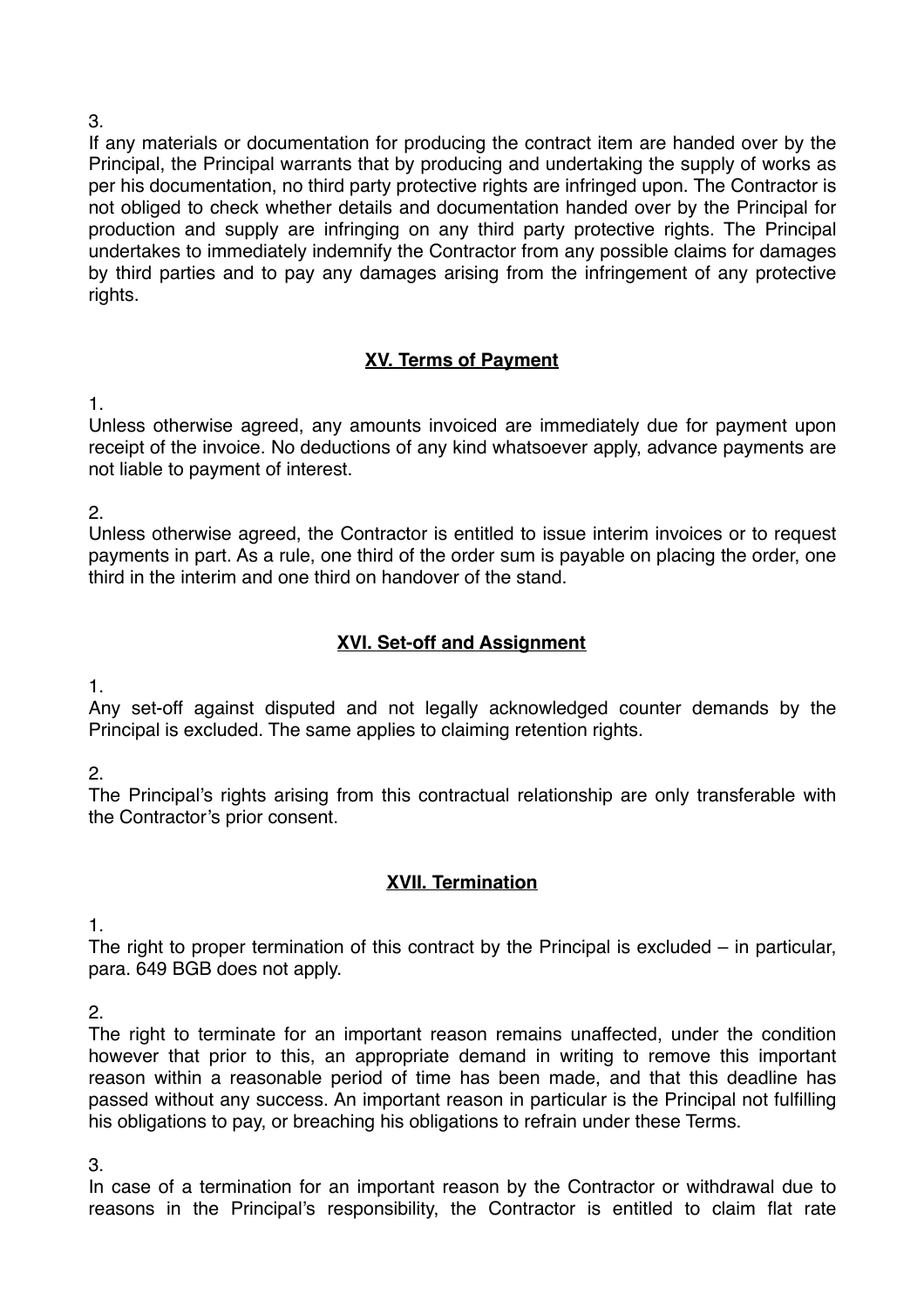3.

If any materials or documentation for producing the contract item are handed over by the Principal, the Principal warrants that by producing and undertaking the supply of works as per his documentation, no third party protective rights are infringed upon. The Contractor is not obliged to check whether details and documentation handed over by the Principal for production and supply are infringing on any third party protective rights. The Principal undertakes to immediately indemnify the Contractor from any possible claims for damages by third parties and to pay any damages arising from the infringement of any protective rights.

## **XV. Terms of Payment**

1.

Unless otherwise agreed, any amounts invoiced are immediately due for payment upon receipt of the invoice. No deductions of any kind whatsoever apply, advance payments are not liable to payment of interest.

2.

Unless otherwise agreed, the Contractor is entitled to issue interim invoices or to request payments in part. As a rule, one third of the order sum is payable on placing the order, one third in the interim and one third on handover of the stand.

## **XVI. Set-off and Assignment**

1.

Any set-off against disputed and not legally acknowledged counter demands by the Principal is excluded. The same applies to claiming retention rights.

2.

The Principal's rights arising from this contractual relationship are only transferable with the Contractor's prior consent.

## **XVII. Termination**

1.

The right to proper termination of this contract by the Principal is excluded – in particular, para. 649 BGB does not apply.

2.

The right to terminate for an important reason remains unaffected, under the condition however that prior to this, an appropriate demand in writing to remove this important reason within a reasonable period of time has been made, and that this deadline has passed without any success. An important reason in particular is the Principal not fulfilling his obligations to pay, or breaching his obligations to refrain under these Terms.

3.

In case of a termination for an important reason by the Contractor or withdrawal due to reasons in the Principal's responsibility, the Contractor is entitled to claim flat rate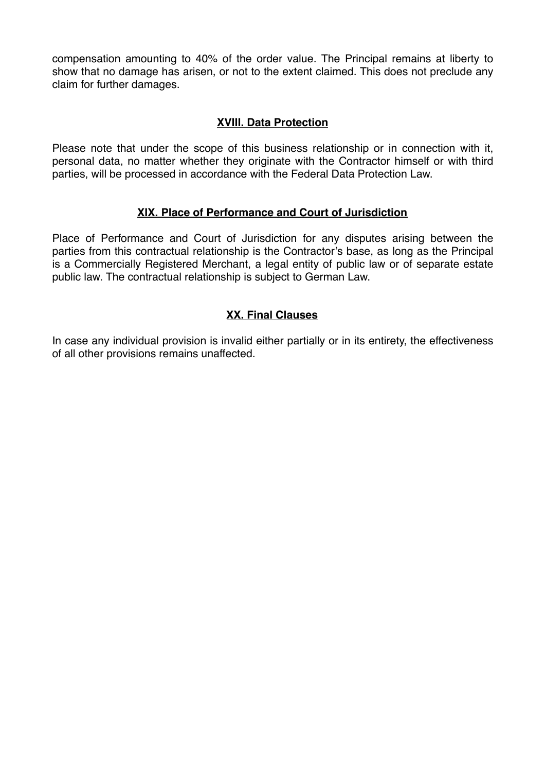compensation amounting to 40% of the order value. The Principal remains at liberty to show that no damage has arisen, or not to the extent claimed. This does not preclude any claim for further damages.

## XVIII. Data Protection

Please note that under the scope of this business relationship or in connection with it, personal data, no matter whether they originate with the Contractor himself or with third parties, will be processed in accordance with the Federal Data Protection Law.

## XIX. Place of Performance and Court of Jurisdiction

Place of Performance and Court of Jurisdiction for any disputes arising between the parties from this contractual relationship is the Contractor's base, as long as the Principal is a Commercially Registered Merchant, a legal entity of public law or of separate estate public law. The contractual relationship is subject to German Law.

## XX. Final Clauses

In case any individual provision is invalid either partially or in its entirety, the effectiveness of all other provisions remains unaffected.